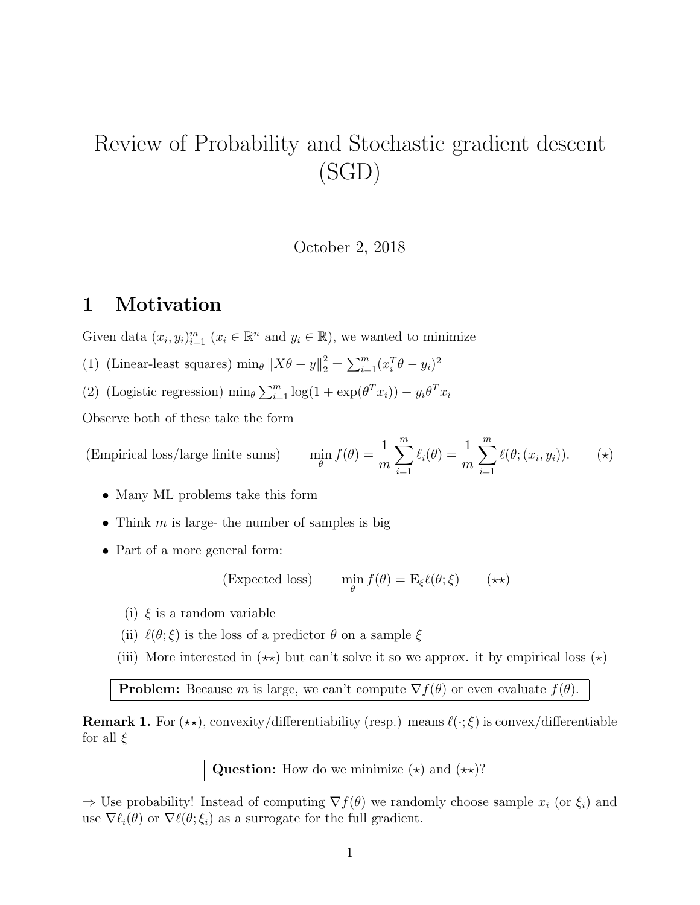# Review of Probability and Stochastic gradient descent (SGD)

October 2, 2018

## 1 Motivation

Given data $(x_i, y_i)_{i=1}^m$ ($x_i \in \mathbb{R}^n$ and $y_i \in \mathbb{R}$), we wanted to minimize

(1) (Linear-least squares) $\min_\theta \|X\theta - y\|_2^2 = \sum_{i=1}^m (x_i^T\theta - y_i)^2$

(2) (Logistic regression) $\min_\theta \sum_{i=1}^m \log(1 + \exp(\theta^T x_i)) - y_i \theta^T x_i$

Observe both of these take the form

$$\text{(Empirical loss/large finite sums)} \qquad \min_\theta f(\theta) = \frac{1}{m}\sum_{i=1}^m \ell_i(\theta) = \frac{1}{m}\sum_{i=1}^m \ell(\theta; (x_i, y_i)). \qquad (\star)$$

- Many ML problems take this form
- Think $m$ is large- the number of samples is big
- Part of a more general form:

$$\text{(Expected loss)} \qquad \min_\theta f(\theta) = \mathbf{E}_\xi \ell(\theta; \xi) \qquad (\star\star)$$

  (i) $\xi$ is a random variable

  (ii) $\ell(\theta; \xi)$ is the loss of a predictor $\theta$ on a sample $\xi$

  (iii) More interested in $(\star\star)$ but can't solve it so we approx. it by empirical loss $(\star)$

**Problem:** Because $m$ is large, we can't compute $\nabla f(\theta)$ or even evaluate $f(\theta)$.

**Remark 1.** For $(\star\star)$, convexity/differentiability (resp.) means $\ell(\cdot; \xi)$ is convex/differentiable for all $\xi$

**Question:** How do we minimize $(\star)$ and $(\star\star)$?

$\Rightarrow$ Use probability! Instead of computing $\nabla f(\theta)$ we randomly choose sample $x_i$ (or $\xi_i$) and use $\nabla \ell_i(\theta)$ or $\nabla \ell(\theta; \xi_i)$ as a surrogate for the full gradient.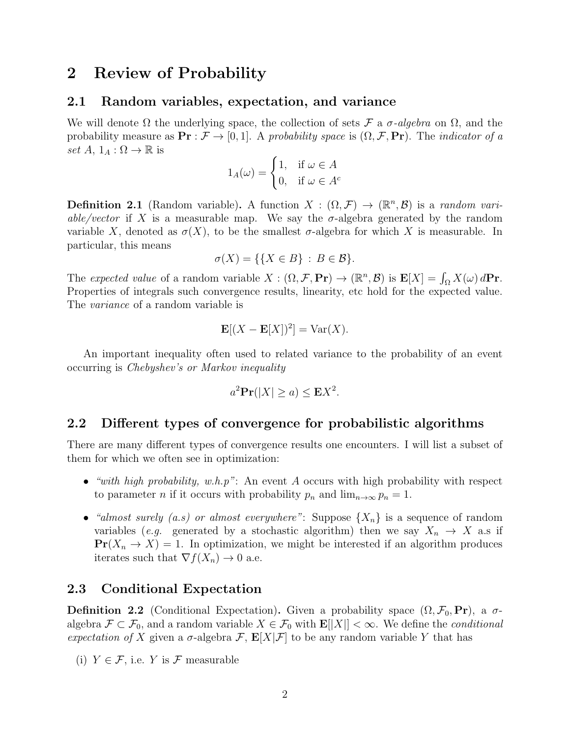## 2 Review of Probability

### 2.1 Random variables, expectation, and variance

We will denote $\Omega$ the underlying space, the collection of sets $\mathcal{F}$ a *σ-algebra* on $\Omega$, and the probability measure as $\mathbf{Pr} : \mathcal{F} \to [0, 1]$. A *probability space* is $(\Omega, \mathcal{F}, \mathbf{Pr})$. The *indicator of a set A*, $1_A : \Omega \to \mathbb{R}$ is

$$1_A(\omega) = \begin{cases} 1, & \text{if } \omega \in A \\ 0, & \text{if } \omega \in A^c \end{cases}$$

**Definition 2.1** (Random variable)**.** A function $X : (\Omega, \mathcal{F}) \to (\mathbb{R}^n, \mathcal{B})$ is a *random variable/vector* if $X$ is a measurable map. We say the σ-algebra generated by the random variable $X$, denoted as $\sigma(X)$, to be the smallest σ-algebra for which $X$ is measurable. In particular, this means

$$\sigma(X) = \{\{X \in B\} \,:\, B \in \mathcal{B}\}.$$

The *expected value* of a random variable $X : (\Omega, \mathcal{F}, \mathbf{Pr}) \to (\mathbb{R}^n, \mathcal{B})$ is $\mathbf{E}[X] = \int_\Omega X(\omega)\, d\mathbf{Pr}$. Properties of integrals such convergence results, linearity, etc hold for the expected value. The *variance* of a random variable is

$$\mathbf{E}[(X - \mathbf{E}[X])^2] = \text{Var}(X).$$

An important inequality often used to related variance to the probability of an event occurring is *Chebyshev's or Markov inequality*

$$a^2 \mathbf{Pr}(|X| \geq a) \leq \mathbf{E}X^2.$$

### 2.2 Different types of convergence for probabilistic algorithms

There are many different types of convergence results one encounters. I will list a subset of them for which we often see in optimization:

- *"with high probability, w.h.p"*: An event $A$ occurs with high probability with respect to parameter $n$ if it occurs with probability $p_n$ and $\lim_{n\to\infty} p_n = 1$.
- *"almost surely (a.s) or almost everywhere"*: Suppose $\{X_n\}$ is a sequence of random variables (*e.g.* generated by a stochastic algorithm) then we say $X_n \to X$ a.s if $\mathbf{Pr}(X_n \to X) = 1$. In optimization, we might be interested if an algorithm produces iterates such that $\nabla f(X_n) \to 0$ a.e.

### 2.3 Conditional Expectation

**Definition 2.2** (Conditional Expectation)**.** Given a probability space $(\Omega, \mathcal{F}_0, \mathbf{Pr})$, a σ-algebra $\mathcal{F} \subset \mathcal{F}_0$, and a random variable $X \in \mathcal{F}_0$ with $\mathbf{E}[|X|] < \infty$. We define the *conditional expectation of X* given a σ-algebra $\mathcal{F}$, $\mathbf{E}[X|\mathcal{F}]$ to be any random variable $Y$ that has

(i) $Y \in \mathcal{F}$, i.e. $Y$ is $\mathcal{F}$ measurable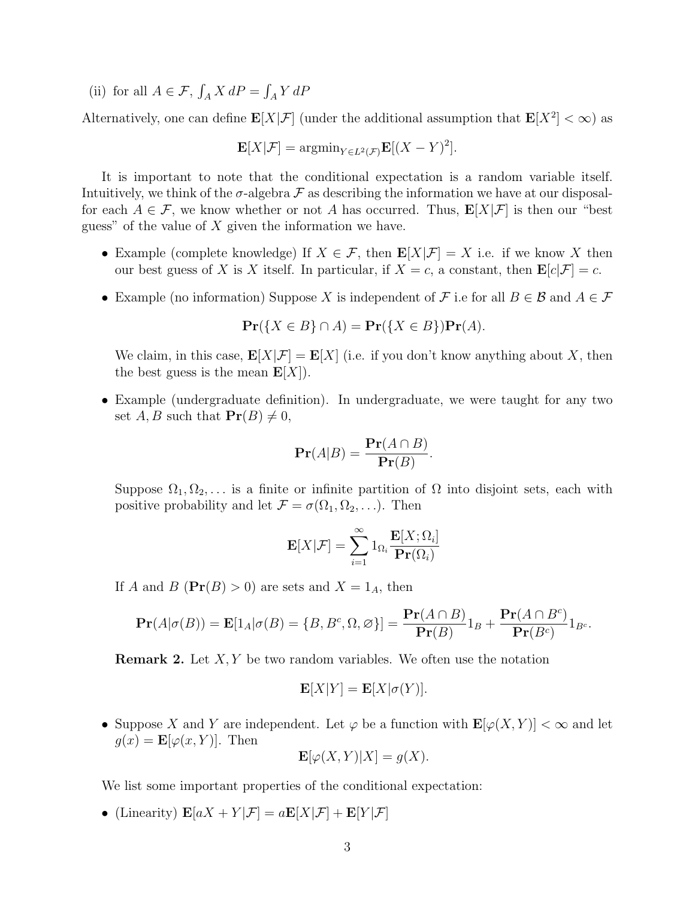(ii) for all $A \in \mathcal{F}$, $\int_A X \, dP = \int_A Y \, dP$

Alternatively, one can define $\mathbf{E}[X|\mathcal{F}]$ (under the additional assumption that $\mathbf{E}[X^2] < \infty$) as

$$\mathbf{E}[X|\mathcal{F}] = \text{argmin}_{Y \in L^2(\mathcal{F})} \mathbf{E}[(X - Y)^2].$$

It is important to note that the conditional expectation is a random variable itself. Intuitively, we think of the $\sigma$-algebra $\mathcal{F}$ as describing the information we have at our disposal- for each $A \in \mathcal{F}$, we know whether or not $A$ has occurred. Thus, $\mathbf{E}[X|\mathcal{F}]$ is then our "best guess" of the value of $X$ given the information we have.

- Example (complete knowledge) If $X \in \mathcal{F}$, then $\mathbf{E}[X|\mathcal{F}] = X$ i.e. if we know $X$ then our best guess of $X$ is $X$ itself. In particular, if $X = c$, a constant, then $\mathbf{E}[c|\mathcal{F}] = c$.

- Example (no information) Suppose $X$ is independent of $\mathcal{F}$ i.e for all $B \in \mathcal{B}$ and $A \in \mathcal{F}$

  $$\mathbf{Pr}(\{X \in B\} \cap A) = \mathbf{Pr}(\{X \in B\})\mathbf{Pr}(A).$$

  We claim, in this case, $\mathbf{E}[X|\mathcal{F}] = \mathbf{E}[X]$ (i.e. if you don't know anything about $X$, then the best guess is the mean $\mathbf{E}[X]$).

- Example (undergraduate definition). In undergraduate, we were taught for any two set $A, B$ such that $\mathbf{Pr}(B) \neq 0$,

  $$\mathbf{Pr}(A|B) = \frac{\mathbf{Pr}(A \cap B)}{\mathbf{Pr}(B)}.$$

  Suppose $\Omega_1, \Omega_2, \ldots$ is a finite or infinite partition of $\Omega$ into disjoint sets, each with positive probability and let $\mathcal{F} = \sigma(\Omega_1, \Omega_2, \ldots)$. Then

  $$\mathbf{E}[X|\mathcal{F}] = \sum_{i=1}^{\infty} 1_{\Omega_i} \frac{\mathbf{E}[X; \Omega_i]}{\mathbf{Pr}(\Omega_i)}$$

  If $A$ and $B$ ($\mathbf{Pr}(B) > 0$) are sets and $X = 1_A$, then

  $$\mathbf{Pr}(A|\sigma(B)) = \mathbf{E}[1_A|\sigma(B) = \{B, B^c, \Omega, \varnothing\}] = \frac{\mathbf{Pr}(A \cap B)}{\mathbf{Pr}(B)} 1_B + \frac{\mathbf{Pr}(A \cap B^c)}{\mathbf{Pr}(B^c)} 1_{B^c}.$$

  **Remark 2.** Let $X, Y$ be two random variables. We often use the notation

  $$\mathbf{E}[X|Y] = \mathbf{E}[X|\sigma(Y)].$$

- Suppose $X$ and $Y$ are independent. Let $\varphi$ be a function with $\mathbf{E}[\varphi(X, Y)] < \infty$ and let $g(x) = \mathbf{E}[\varphi(x, Y)]$. Then

  $$\mathbf{E}[\varphi(X, Y)|X] = g(X).$$

We list some important properties of the conditional expectation:

- (Linearity) $\mathbf{E}[aX + Y|\mathcal{F}] = a\mathbf{E}[X|\mathcal{F}] + \mathbf{E}[Y|\mathcal{F}]$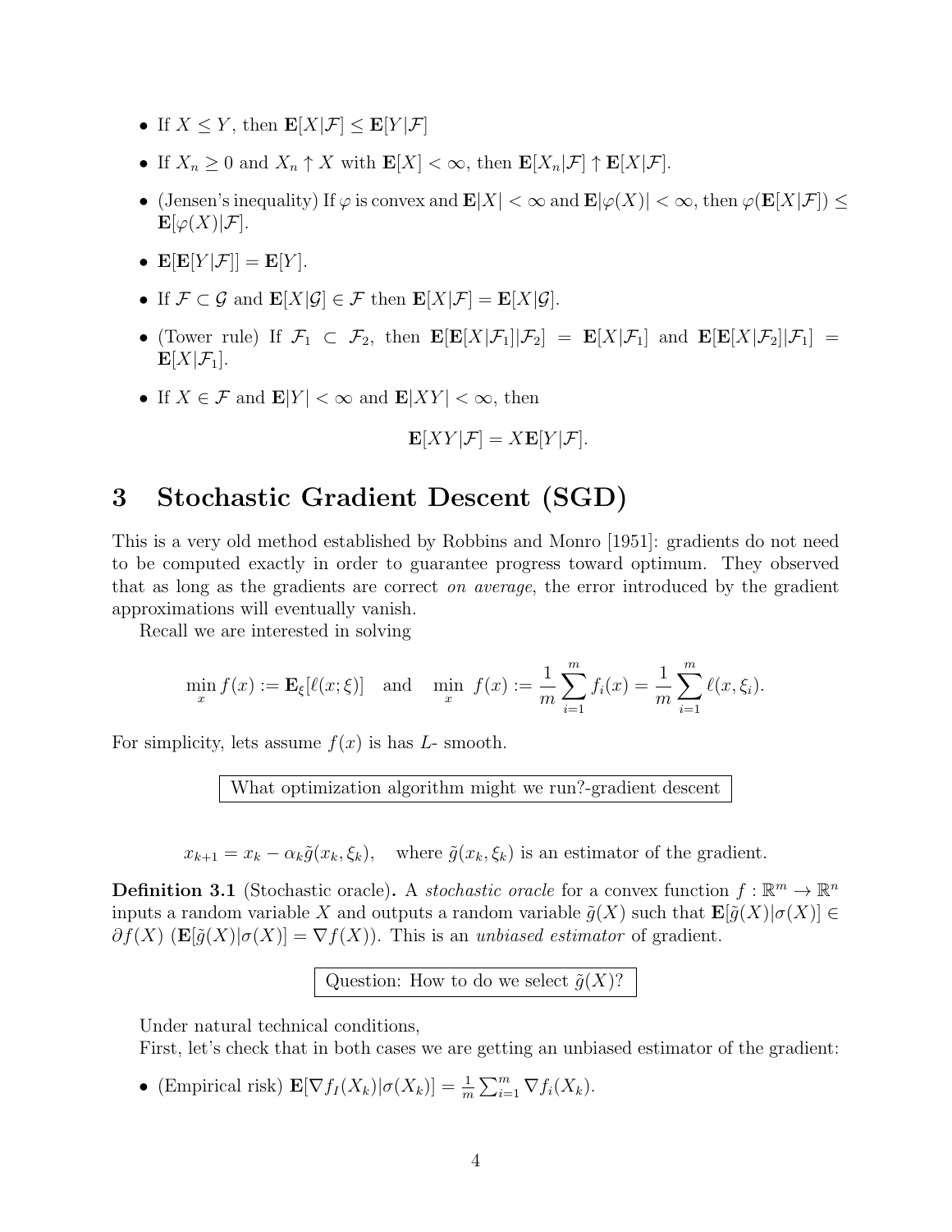- If $X \le Y$, then $\mathbf{E}[X|\mathcal{F}] \le \mathbf{E}[Y|\mathcal{F}]$
- If $X_n \ge 0$ and $X_n \uparrow X$ with $\mathbf{E}[X] < \infty$, then $\mathbf{E}[X_n|\mathcal{F}] \uparrow \mathbf{E}[X|\mathcal{F}]$.
- (Jensen's inequality) If $\varphi$ is convex and $\mathbf{E}|X| < \infty$ and $\mathbf{E}|\varphi(X)| < \infty$, then $\varphi(\mathbf{E}[X|\mathcal{F}]) \le \mathbf{E}[\varphi(X)|\mathcal{F}]$.
- $\mathbf{E}[\mathbf{E}[Y|\mathcal{F}]] = \mathbf{E}[Y]$.
- If $\mathcal{F} \subset \mathcal{G}$ and $\mathbf{E}[X|\mathcal{G}] \in \mathcal{F}$ then $\mathbf{E}[X|\mathcal{F}] = \mathbf{E}[X|\mathcal{G}]$.
- (Tower rule) If $\mathcal{F}_1 \subset \mathcal{F}_2$, then $\mathbf{E}[\mathbf{E}[X|\mathcal{F}_1]|\mathcal{F}_2] = \mathbf{E}[X|\mathcal{F}_1]$ and $\mathbf{E}[\mathbf{E}[X|\mathcal{F}_2]|\mathcal{F}_1] = \mathbf{E}[X|\mathcal{F}_1]$.
- If $X \in \mathcal{F}$ and $\mathbf{E}|Y| < \infty$ and $\mathbf{E}|XY| < \infty$, then

$$\mathbf{E}[XY|\mathcal{F}] = X\mathbf{E}[Y|\mathcal{F}].$$

# 3 Stochastic Gradient Descent (SGD)

This is a very old method established by Robbins and Monro [1951]: gradients do not need to be computed exactly in order to guarantee progress toward optimum. They observed that as long as the gradients are correct *on average*, the error introduced by the gradient approximations will eventually vanish.

Recall we are interested in solving

$$\min_x f(x) := \mathbf{E}_\xi[\ell(x;\xi)] \quad \text{and} \quad \min_x \; f(x) := \frac{1}{m}\sum_{i=1}^m f_i(x) = \frac{1}{m}\sum_{i=1}^m \ell(x,\xi_i).$$

For simplicity, lets assume $f(x)$ is has $L$- smooth.

What optimization algorithm might we run?-gradient descent

$$x_{k+1} = x_k - \alpha_k \tilde{g}(x_k,\xi_k), \quad \text{where } \tilde{g}(x_k,\xi_k) \text{ is an estimator of the gradient.}$$

**Definition 3.1** (Stochastic oracle)**.** A *stochastic oracle* for a convex function $f:\mathbb{R}^m \to \mathbb{R}^n$ inputs a random variable $X$ and outputs a random variable $\tilde{g}(X)$ such that $\mathbf{E}[\tilde{g}(X)|\sigma(X)] \in \partial f(X)$ ($\mathbf{E}[\tilde{g}(X)|\sigma(X)] = \nabla f(X)$). This is an *unbiased estimator* of gradient.

Question: How to do we select $\tilde{g}(X)$?

Under natural technical conditions,

First, let's check that in both cases we are getting an unbiased estimator of the gradient:

- (Empirical risk) $\mathbf{E}[\nabla f_I(X_k)|\sigma(X_k)] = \frac{1}{m}\sum_{i=1}^m \nabla f_i(X_k)$.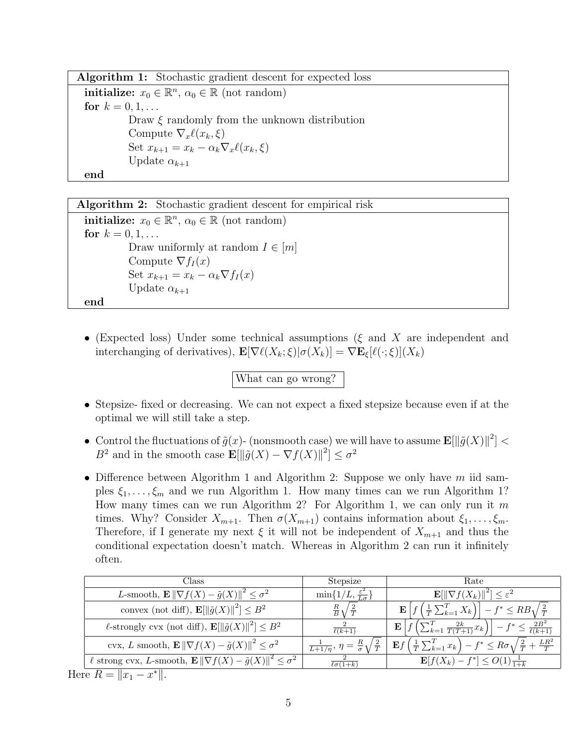**Algorithm 1:** Stochastic gradient descent for expected loss

```
initialize: x_0 ∈ R^n, α_0 ∈ R (not random)
for k = 0, 1, ...
        Draw ξ randomly from the unknown distribution
        Compute ∇_x ℓ(x_k, ξ)
        Set x_{k+1} = x_k − α_k ∇_x ℓ(x_k, ξ)
        Update α_{k+1}
end
```

**Algorithm 2:** Stochastic gradient descent for empirical risk

```
initialize: x_0 ∈ R^n, α_0 ∈ R (not random)
for k = 0, 1, ...
        Draw uniformly at random I ∈ [m]
        Compute ∇f_I(x)
        Set x_{k+1} = x_k − α_k ∇f_I(x)
        Update α_{k+1}
end
```

- (Expected loss) Under some technical assumptions ($\xi$ and $X$ are independent and interchanging of derivatives), $\mathbf{E}[\nabla \ell(X_k; \xi)|\sigma(X_k)] = \nabla \mathbf{E}_\xi[\ell(\cdot;\xi)](X_k)$

What can go wrong?

- Stepsize- fixed or decreasing. We can not expect a fixed stepsize because even if at the optimal we will still take a step.
- Control the fluctuations of $\tilde{g}(x)$- (nonsmooth case) we will have to assume $\mathbf{E}[\|\tilde{g}(X)\|^2] < B^2$ and in the smooth case $\mathbf{E}[\|\tilde{g}(X) - \nabla f(X)\|^2] \leq \sigma^2$
- Difference between Algorithm 1 and Algorithm 2: Suppose we only have $m$ iid samples $\xi_1, \ldots, \xi_m$ and we run Algorithm 1. How many times can we run Algorithm 1? How many times can we run Algorithm 2? For Algorithm 1, we can only run it $m$ times. Why? Consider $X_{m+1}$. Then $\sigma(X_{m+1})$ contains information about $\xi_1, \ldots, \xi_m$. Therefore, if I generate my next $\xi$ it will not be independent of $X_{m+1}$ and thus the conditional expectation doesn't match. Whereas in Algorithm 2 can run it infinitely often.

| Class | Stepsize | Rate |
|---|---|---|
| $L$-smooth, $\mathbf{E}\|\nabla f(X) - \tilde{g}(X)\|^2 \leq \sigma^2$ | $\min\{1/L, \frac{\varepsilon^2}{L\sigma}\}$ | $\mathbf{E}[\|\nabla f(X_k)\|^2] \leq \varepsilon^2$ |
| convex (not diff), $\mathbf{E}[\|\tilde{g}(X)\|^2] \leq B^2$ | $\frac{R}{B}\sqrt{\frac{2}{T}}$ | $\mathbf{E}\left[f\left(\frac{1}{T}\sum_{k=1}^T X_k\right)\right] - f^* \leq RB\sqrt{\frac{2}{T}}$ |
| $\ell$-strongly cvx (not diff), $\mathbf{E}[\|\tilde{g}(X)\|^2] \leq B^2$ | $\frac{2}{\ell(k+1)}$ | $\mathbf{E}\left[f\left(\sum_{k=1}^T \frac{2k}{T(T+1)} x_k\right)\right] - f^* \leq \frac{2B^2}{\ell(k+1)}$ |
| cvx, $L$ smooth, $\mathbf{E}\|\nabla f(X) - \tilde{g}(X)\|^2 \leq \sigma^2$ | $\frac{1}{L+1/\eta}$, $\eta = \frac{R}{\sigma}\sqrt{\frac{2}{T}}$ | $\mathbf{E} f\left(\frac{1}{T}\sum_{k=1}^T x_k\right) - f^* \leq R\sigma\sqrt{\frac{2}{T}} + \frac{LR^2}{T}$ |
| $\ell$ strong cvx, $L$-smooth, $\mathbf{E}\|\nabla f(X) - \tilde{g}(X)\|^2 \leq \sigma^2$ | $\frac{2}{\ell\sigma(1+k)}$ | $\mathbf{E}[f(X_k) - f^*] \leq O(1)\frac{1}{1+k}$ |

Here $R = \|x_1 - x^*\|$.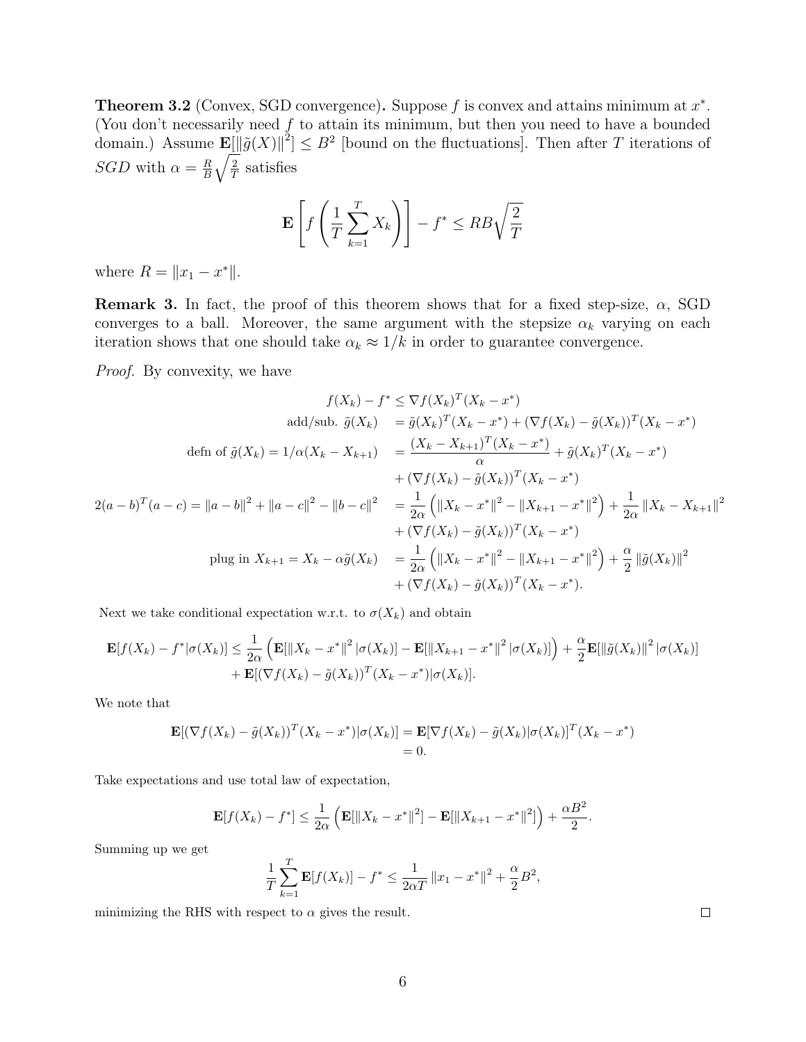**Theorem 3.2** (Convex, SGD convergence)**.** Suppose $f$ is convex and attains minimum at $x^*$. (You don't necessarily need $f$ to attain its minimum, but then you need to have a bounded domain.) Assume $\mathbf{E}[\|\tilde{g}(X)\|^2] \le B^2$ [bound on the fluctuations]. Then after $T$ iterations of *SGD* with $\alpha = \frac{R}{B}\sqrt{\frac{2}{T}}$ satisfies

$$\mathbf{E}\left[f\left(\frac{1}{T}\sum_{k=1}^{T} X_k\right)\right] - f^* \le RB\sqrt{\frac{2}{T}}$$

where $R = \|x_1 - x^*\|$.

**Remark 3.** In fact, the proof of this theorem shows that for a fixed step-size, $\alpha$, SGD converges to a ball. Moreover, the same argument with the stepsize $\alpha_k$ varying on each iteration shows that one should take $\alpha_k \approx 1/k$ in order to guarantee convergence.

*Proof.* By convexity, we have

$$\begin{aligned}
f(X_k) - f^* &\le \nabla f(X_k)^T (X_k - x^*) \\
\text{add/sub. } \tilde{g}(X_k) \quad &= \tilde{g}(X_k)^T (X_k - x^*) + (\nabla f(X_k) - \tilde{g}(X_k))^T (X_k - x^*) \\
\text{defn of } \tilde{g}(X_k) = 1/\alpha(X_k - X_{k+1}) \quad &= \frac{(X_k - X_{k+1})^T (X_k - x^*)}{\alpha} + \tilde{g}(X_k)^T (X_k - x^*) \\
&\quad + (\nabla f(X_k) - \tilde{g}(X_k))^T (X_k - x^*) \\
2(a-b)^T(a-c) = \|a-b\|^2 + \|a-c\|^2 - \|b-c\|^2 \quad &= \frac{1}{2\alpha}\left(\|X_k - x^*\|^2 - \|X_{k+1} - x^*\|^2\right) + \frac{1}{2\alpha}\|X_k - X_{k+1}\|^2 \\
&\quad + (\nabla f(X_k) - \tilde{g}(X_k))^T (X_k - x^*) \\
\text{plug in } X_{k+1} = X_k - \alpha \tilde{g}(X_k) \quad &= \frac{1}{2\alpha}\left(\|X_k - x^*\|^2 - \|X_{k+1} - x^*\|^2\right) + \frac{\alpha}{2}\|\tilde{g}(X_k)\|^2 \\
&\quad + (\nabla f(X_k) - \tilde{g}(X_k))^T (X_k - x^*).
\end{aligned}$$

Next we take conditional expectation w.r.t. to $\sigma(X_k)$ and obtain

$$\begin{aligned}
\mathbf{E}[f(X_k) - f^* | \sigma(X_k)] \le \frac{1}{2\alpha}\left(\mathbf{E}[\|X_k - x^*\|^2 | \sigma(X_k)] - \mathbf{E}[\|X_{k+1} - x^*\|^2 | \sigma(X_k)]\right) + \frac{\alpha}{2}\mathbf{E}[\|\tilde{g}(X_k)\|^2 | \sigma(X_k)] \\
+ \mathbf{E}[(\nabla f(X_k) - \tilde{g}(X_k))^T (X_k - x^*) | \sigma(X_k)].
\end{aligned}$$

We note that

$$\begin{aligned}
\mathbf{E}[(\nabla f(X_k) - \tilde{g}(X_k))^T (X_k - x^*) | \sigma(X_k)] &= \mathbf{E}[\nabla f(X_k) - \tilde{g}(X_k) | \sigma(X_k)]^T (X_k - x^*) \\
&= 0.
\end{aligned}$$

Take expectations and use total law of expectation,

$$\mathbf{E}[f(X_k) - f^*] \le \frac{1}{2\alpha}\left(\mathbf{E}[\|X_k - x^*\|^2] - \mathbf{E}[\|X_{k+1} - x^*\|^2]\right) + \frac{\alpha B^2}{2}.$$

Summing up we get

$$\frac{1}{T}\sum_{k=1}^{T} \mathbf{E}[f(X_k)] - f^* \le \frac{1}{2\alpha T}\|x_1 - x^*\|^2 + \frac{\alpha}{2}B^2,$$

minimizing the RHS with respect to $\alpha$ gives the result. $\square$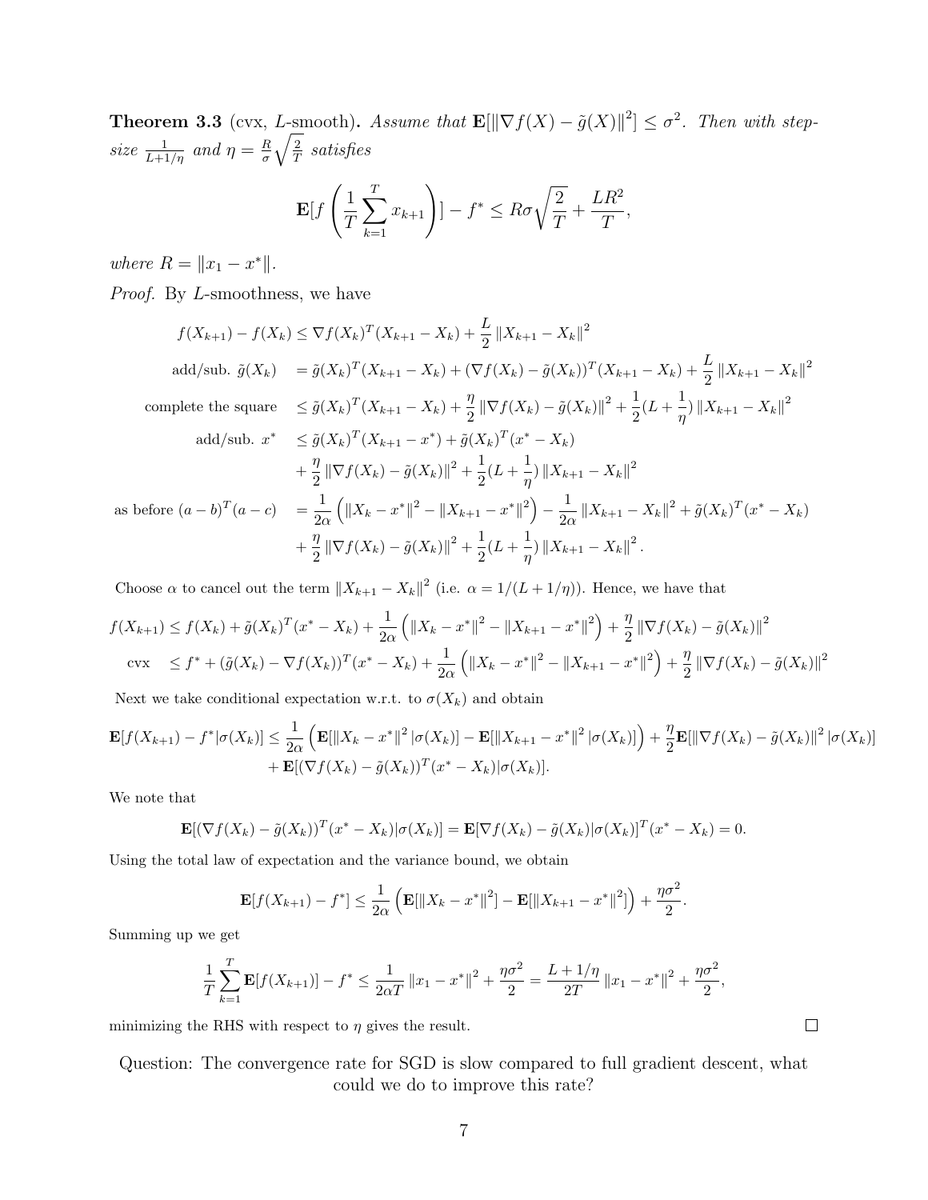**Theorem 3.3** (cvx, $L$-smooth)**.** *Assume that* $\mathbf{E}[\|\nabla f(X) - \tilde{g}(X)\|^2] \leq \sigma^2$*. Then with stepsize* $\frac{1}{L+1/\eta}$ *and* $\eta = \frac{R}{\sigma}\sqrt{\frac{2}{T}}$ *satisfies*

$$\mathbf{E}[f\left(\frac{1}{T}\sum_{k=1}^{T} x_{k+1}\right)] - f^* \leq R\sigma\sqrt{\frac{2}{T}} + \frac{LR^2}{T},$$

*where* $R = \|x_1 - x^*\|$.

*Proof.* By $L$-smoothness, we have

$$\begin{aligned}
f(X_{k+1}) - f(X_k) &\leq \nabla f(X_k)^T(X_{k+1} - X_k) + \frac{L}{2}\|X_{k+1} - X_k\|^2 \\
\text{add/sub. } \tilde{g}(X_k) \quad &= \tilde{g}(X_k)^T(X_{k+1} - X_k) + (\nabla f(X_k) - \tilde{g}(X_k))^T(X_{k+1} - X_k) + \frac{L}{2}\|X_{k+1} - X_k\|^2 \\
\text{complete the square} \quad &\leq \tilde{g}(X_k)^T(X_{k+1} - X_k) + \frac{\eta}{2}\|\nabla f(X_k) - \tilde{g}(X_k)\|^2 + \frac{1}{2}(L + \frac{1}{\eta})\|X_{k+1} - X_k\|^2 \\
\text{add/sub. } x^* \quad &\leq \tilde{g}(X_k)^T(X_{k+1} - x^*) + \tilde{g}(X_k)^T(x^* - X_k) \\
&\quad + \frac{\eta}{2}\|\nabla f(X_k) - \tilde{g}(X_k)\|^2 + \frac{1}{2}(L + \frac{1}{\eta})\|X_{k+1} - X_k\|^2 \\
\text{as before } (a-b)^T(a-c) \quad &= \frac{1}{2\alpha}\left(\|X_k - x^*\|^2 - \|X_{k+1} - x^*\|^2\right) - \frac{1}{2\alpha}\|X_{k+1} - X_k\|^2 + \tilde{g}(X_k)^T(x^* - X_k) \\
&\quad + \frac{\eta}{2}\|\nabla f(X_k) - \tilde{g}(X_k)\|^2 + \frac{1}{2}(L + \frac{1}{\eta})\|X_{k+1} - X_k\|^2.
\end{aligned}$$

Choose $\alpha$ to cancel out the term $\|X_{k+1} - X_k\|^2$ (i.e. $\alpha = 1/(L + 1/\eta)$). Hence, we have that

$$\begin{aligned}
f(X_{k+1}) &\leq f(X_k) + \tilde{g}(X_k)^T(x^* - X_k) + \frac{1}{2\alpha}\left(\|X_k - x^*\|^2 - \|X_{k+1} - x^*\|^2\right) + \frac{\eta}{2}\|\nabla f(X_k) - \tilde{g}(X_k)\|^2 \\
\text{cvx} \quad &\leq f^* + (\tilde{g}(X_k) - \nabla f(X_k))^T(x^* - X_k) + \frac{1}{2\alpha}\left(\|X_k - x^*\|^2 - \|X_{k+1} - x^*\|^2\right) + \frac{\eta}{2}\|\nabla f(X_k) - \tilde{g}(X_k)\|^2
\end{aligned}$$

Next we take conditional expectation w.r.t. to $\sigma(X_k)$ and obtain

$$\begin{aligned}
\mathbf{E}[f(X_{k+1}) - f^*|\sigma(X_k)] \leq \frac{1}{2\alpha}&\left(\mathbf{E}[\|X_k - x^*\|^2|\sigma(X_k)] - \mathbf{E}[\|X_{k+1} - x^*\|^2|\sigma(X_k)]\right) + \frac{\eta}{2}\mathbf{E}[\|\nabla f(X_k) - \tilde{g}(X_k)\|^2|\sigma(X_k)] \\
&+ \mathbf{E}[(\nabla f(X_k) - \tilde{g}(X_k))^T(x^* - X_k)|\sigma(X_k)].
\end{aligned}$$

We note that

$$\mathbf{E}[(\nabla f(X_k) - \tilde{g}(X_k))^T(x^* - X_k)|\sigma(X_k)] = \mathbf{E}[\nabla f(X_k) - \tilde{g}(X_k)|\sigma(X_k)]^T(x^* - X_k) = 0.$$

Using the total law of expectation and the variance bound, we obtain

$$\mathbf{E}[f(X_{k+1}) - f^*] \leq \frac{1}{2\alpha}\left(\mathbf{E}[\|X_k - x^*\|^2] - \mathbf{E}[\|X_{k+1} - x^*\|^2]\right) + \frac{\eta\sigma^2}{2}.$$

Summing up we get

$$\frac{1}{T}\sum_{k=1}^{T}\mathbf{E}[f(X_{k+1})] - f^* \leq \frac{1}{2\alpha T}\|x_1 - x^*\|^2 + \frac{\eta\sigma^2}{2} = \frac{L + 1/\eta}{2T}\|x_1 - x^*\|^2 + \frac{\eta\sigma^2}{2},$$

minimizing the RHS with respect to $\eta$ gives the result. ∎

Question: The convergence rate for SGD is slow compared to full gradient descent, what could we do to improve this rate?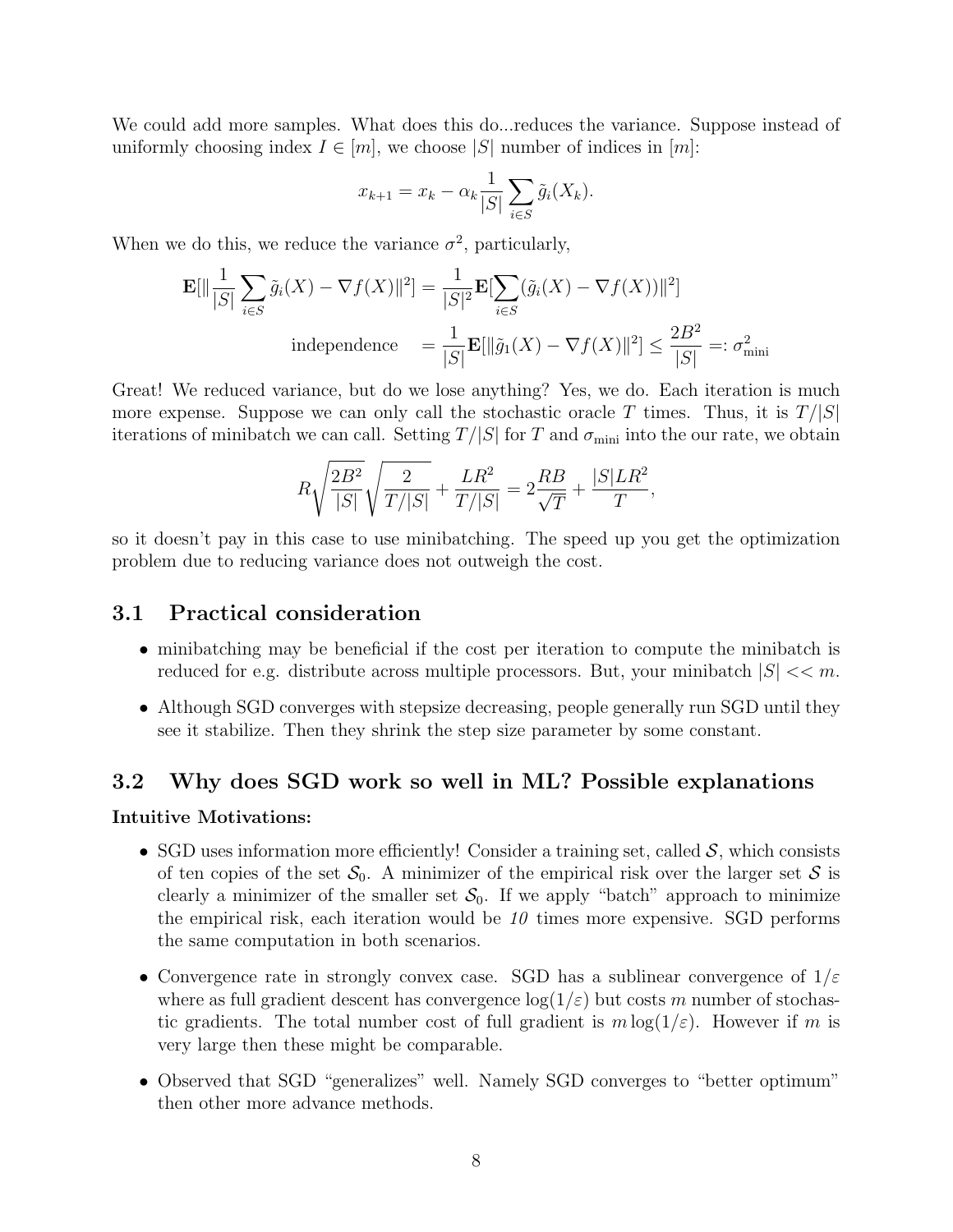We could add more samples. What does this do...reduces the variance. Suppose instead of uniformly choosing index $I \in [m]$, we choose $|S|$ number of indices in $[m]$:

$$x_{k+1} = x_k - \alpha_k \frac{1}{|S|} \sum_{i \in S} \tilde{g}_i(X_k).$$

When we do this, we reduce the variance $\sigma^2$, particularly,

$$\begin{aligned}
\mathbf{E}[\| \frac{1}{|S|} \sum_{i \in S} \tilde{g}_i(X) - \nabla f(X) \|^2] &= \frac{1}{|S|^2} \mathbf{E}[\| \sum_{i \in S} (\tilde{g}_i(X) - \nabla f(X)) \|^2] \\
\text{independence} \quad &= \frac{1}{|S|} \mathbf{E}[\| \tilde{g}_1(X) - \nabla f(X) \|^2] \leq \frac{2B^2}{|S|} =: \sigma^2_{\text{mini}}
\end{aligned}$$

Great! We reduced variance, but do we lose anything? Yes, we do. Each iteration is much more expense. Suppose we can only call the stochastic oracle $T$ times. Thus, it is $T/|S|$ iterations of minibatch we can call. Setting $T/|S|$ for $T$ and $\sigma_{\text{mini}}$ into the our rate, we obtain

$$R \sqrt{\frac{2B^2}{|S|}} \sqrt{\frac{2}{T/|S|}} + \frac{LR^2}{T/|S|} = 2\frac{RB}{\sqrt{T}} + \frac{|S|LR^2}{T},$$

so it doesn't pay in this case to use minibatching. The speed up you get the optimization problem due to reducing variance does not outweigh the cost.

## 3.1 Practical consideration

- minibatching may be beneficial if the cost per iteration to compute the minibatch is reduced for e.g. distribute across multiple processors. But, your minibatch $|S| << m$.
- Although SGD converges with stepsize decreasing, people generally run SGD until they see it stabilize. Then they shrink the step size parameter by some constant.

## 3.2 Why does SGD work so well in ML? Possible explanations

**Intuitive Motivations:**

- SGD uses information more efficiently! Consider a training set, called $\mathcal{S}$, which consists of ten copies of the set $\mathcal{S}_0$. A minimizer of the empirical risk over the larger set $\mathcal{S}$ is clearly a minimizer of the smaller set $\mathcal{S}_0$. If we apply "batch" approach to minimize the empirical risk, each iteration would be *10* times more expensive. SGD performs the same computation in both scenarios.
- Convergence rate in strongly convex case. SGD has a sublinear convergence of $1/\varepsilon$ where as full gradient descent has convergence $\log(1/\varepsilon)$ but costs $m$ number of stochastic gradients. The total number cost of full gradient is $m \log(1/\varepsilon)$. However if $m$ is very large then these might be comparable.
- Observed that SGD "generalizes" well. Namely SGD converges to "better optimum" then other more advance methods.